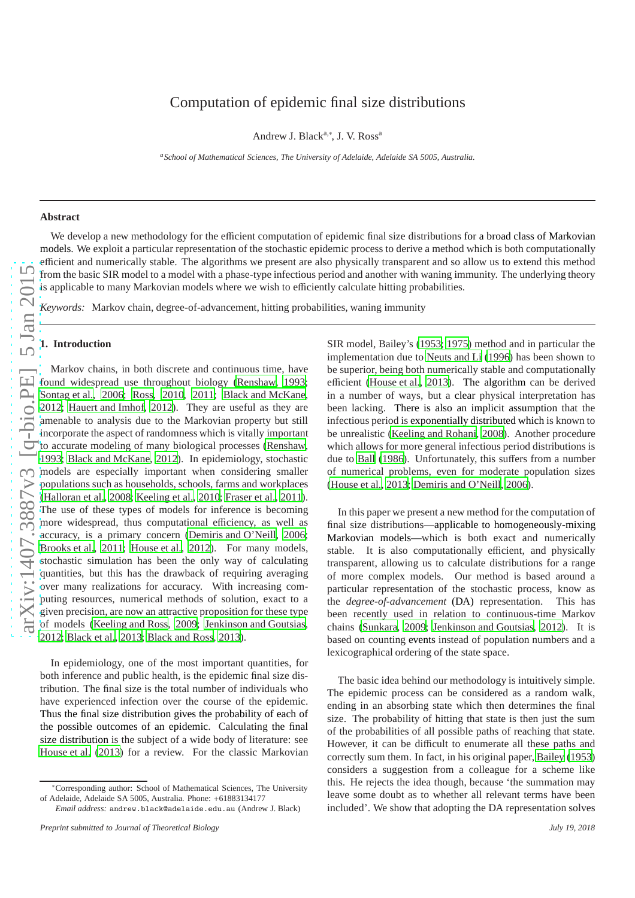# Computation of epidemic final size distributions

Andrew J. Black[a,*], J. V. Ross[a]

[a] *School of Mathematical Sciences, The University of Adelaide, Adelaide SA 5005, Australia.*

---

## Abstract

We develop a new methodology for the efficient computation of epidemic final size distributions for a broad class of Markovian models. We exploit a particular representation of the stochastic epidemic process to derive a method which is both computationally efficient and numerically stable. The algorithms we present are also physically transparent and so allow us to extend this method from the basic SIR model to a model with a phase-type infectious period and another with waning immunity. The underlying theory is applicable to many Markovian models where we wish to efficiently calculate hitting probabilities.

*Keywords:* Markov chain, degree-of-advancement, hitting probabilities, waning immunity

---

## 1. Introduction

Markov chains, in both discrete and continuous time, have found widespread use throughout biology (Renshaw, 1993; Sontag et al., 2006; Ross, 2010, 2011; Black and McKane, 2012; Hauert and Imhof, 2012). They are useful as they are amenable to analysis due to the Markov property but still incorporate the aspect of randomness which is vitally important to accurate modeling of many biological processes (Renshaw, 1993; Black and McKane, 2012). In epidemiology, stochastic models are especially important when considering smaller populations such as households, schools, farms and workplaces (Halloran et al., 2008; Keeling et al., 2010; Fraser et al., 2011). The use of these types of models for inference is becoming more widespread, thus computational efficiency, as well as accuracy, is a primary concern (Demiris and O'Neill, 2006; Brooks et al., 2011; House et al., 2012). For many models, stochastic simulation has been the only way of calculating quantities, but this has the drawback of requiring averaging over many realizations for accuracy. With increasing computing resources, numerical methods of solution, exact to a given precision, are now an attractive proposition for these type of models (Keeling and Ross, 2009; Jenkinson and Goutsias, 2012; Black et al., 2013; Black and Ross, 2013).

In epidemiology, one of the most important quantities, for both inference and public health, is the epidemic final size distribution. The final size is the total number of individuals who have experienced infection over the course of the epidemic. Thus the final size distribution gives the probability of each of the possible outcomes of an epidemic. Calculating the final size distribution is the subject of a wide body of literature: see House et al. (2013) for a review. For the classic Markovian SIR model, Bailey's (1953; 1975) method and in particular the implementation due to Neuts and Li (1996) has been shown to be superior, being both numerically stable and computationally efficient (House et al., 2013). The algorithm can be derived in a number of ways, but a clear physical interpretation has been lacking. There is also an implicit assumption that the infectious period is exponentially distributed which is known to be unrealistic (Keeling and Rohani, 2008). Another procedure which allows for more general infectious period distributions is due to Ball (1986). Unfortunately, this suffers from a number of numerical problems, even for moderate population sizes (House et al., 2013; Demiris and O'Neill, 2006).

In this paper we present a new method for the computation of final size distributions—applicable to homogeneously-mixing Markovian models—which is both exact and numerically stable. It is also computationally efficient, and physically transparent, allowing us to calculate distributions for a range of more complex models. Our method is based around a particular representation of the stochastic process, know as the *degree-of-advancement* (DA) representation. This has been recently used in relation to continuous-time Markov chains (Sunkara, 2009; Jenkinson and Goutsias, 2012). It is based on counting events instead of population numbers and a lexicographical ordering of the state space.

The basic idea behind our methodology is intuitively simple. The epidemic process can be considered as a random walk, ending in an absorbing state which then determines the final size. The probability of hitting that state is then just the sum of the probabilities of all possible paths of reaching that state. However, it can be difficult to enumerate all these paths and correctly sum them. In fact, in his original paper, Bailey (1953) considers a suggestion from a colleague for a scheme like this. He rejects the idea though, because 'the summation may leave some doubt as to whether all relevant terms have been included'. We show that adopting the DA representation solves

---

*Corresponding author: School of Mathematical Sciences, The University of Adelaide, Adelaide SA 5005, Australia. Phone: +61883134177

*Email address:* andrew.black@adelaide.edu.au (Andrew J. Black)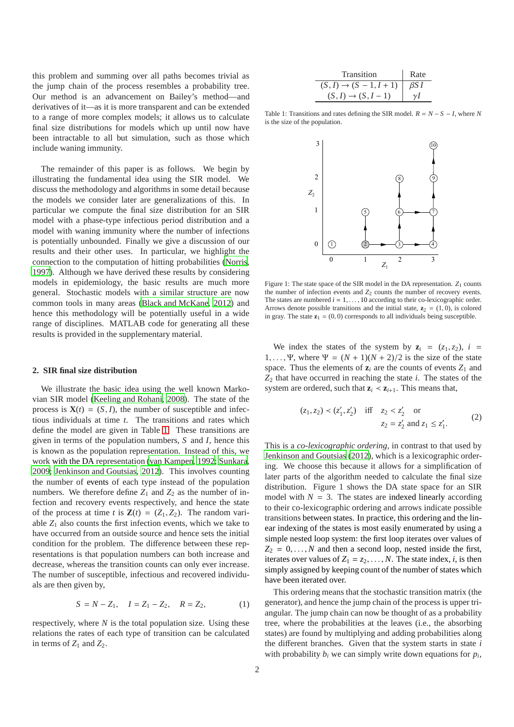this problem and summing over all paths becomes trivial as the jump chain of the process resembles a probability tree. Our method is an advancement on Bailey's method—and derivatives of it—as it is more transparent and can be extended to a range of more complex models; it allows us to calculate final size distributions for models which up until now have been intractable to all but simulation, such as those which include waning immunity.

The remainder of this paper is as follows. We begin by illustrating the fundamental idea using the SIR model. We discuss the methodology and algorithms in some detail because the models we consider later are generalizations of this. In particular we compute the final size distribution for an SIR model with a phase-type infectious period distribution and a model with waning immunity where the number of infections is potentially unbounded. Finally we give a discussion of our results and their other uses. In particular, we highlight the connection to the computation of hitting probabilities (Norris, 1997). Although we have derived these results by considering models in epidemiology, the basic results are much more general. Stochastic models with a similar structure are now common tools in many areas (Black and McKane, 2012) and hence this methodology will be potentially useful in a wide range of disciplines. MATLAB code for generating all these results is provided in the supplementary material.

## 2. SIR final size distribution

We illustrate the basic idea using the well known Markovian SIR model (Keeling and Rohani, 2008). The state of the process is $\mathbf{X}(t) = (S, I)$, the number of susceptible and infectious individuals at time $t$. The transitions and rates which define the model are given in Table 1. These transitions are given in terms of the population numbers, $S$ and $I$, hence this is known as the population representation. Instead of this, we work with the DA representation (van Kampen, 1992; Sunkara, 2009; Jenkinson and Goutsias, 2012). This involves counting the number of events of each type instead of the population numbers. We therefore define $Z_1$ and $Z_2$ as the number of infection and recovery events respectively, and hence the state of the process at time $t$ is $\mathbf{Z}(t) = (Z_1, Z_2)$. The random variable $Z_1$ also counts the first infection events, which we take to have occurred from an outside source and hence sets the initial condition for the problem. The difference between these representations is that population numbers can both increase and decrease, whereas the transition counts can only ever increase. The number of susceptible, infectious and recovered individuals are then given by,

$$S = N - Z_1, \quad I = Z_1 - Z_2, \quad R = Z_2, \tag{1}$$

respectively, where $N$ is the total population size. Using these relations the rates of each type of transition can be calculated in terms of $Z_1$ and $Z_2$.

| Transition | Rate |
|---|---|
| $(S, I) \to (S-1, I+1)$ | $\beta S I$ |
| $(S, I) \to (S, I-1)$ | $\gamma I$ |

Table 1: Transitions and rates defining the SIR model. $R = N - S - I$, where $N$ is the size of the population.

Figure 1: The state space of the SIR model in the DA representation. $Z_1$ counts the number of infection events and $Z_2$ counts the number of recovery events. The states are numbered $i = 1, \ldots, 10$ according to their co-lexicographic order. Arrows denote possible transitions and the initial state, $\mathbf{z}_2 = (1, 0)$, is colored in gray. The state $\mathbf{z}_1 = (0, 0)$ corresponds to all individuals being susceptible.

We index the states of the system by $\mathbf{z}_i = (z_1, z_2)$, $i = 1, \ldots, \Psi$, where $\Psi = (N+1)(N+2)/2$ is the size of the state space. Thus the elements of $\mathbf{z}_i$ are the counts of events $Z_1$ and $Z_2$ that have occurred in reaching the state $i$. The states of the system are ordered, such that $\mathbf{z}_i \prec \mathbf{z}_{i+1}$. This means that,

$$(z_1, z_2) \prec (z_1', z_2') \quad \text{iff} \quad z_2 < z_2' \quad \text{or} \quad z_2 = z_2' \text{ and } z_1 \leq z_1'. \tag{2}$$

This is a *co-lexicographic ordering*, in contrast to that used by Jenkinson and Goutsias (2012), which is a lexicographic ordering. We choose this because it allows for a simplification of later parts of the algorithm needed to calculate the final size distribution. Figure 1 shows the DA state space for an SIR model with $N = 3$. The states are indexed linearly according to their co-lexicographic ordering and arrows indicate possible transitions between states. In practice, this ordering and the linear indexing of the states is most easily enumerated by using a simple nested loop system: the first loop iterates over values of $Z_2 = 0, \ldots, N$ and then a second loop, nested inside the first, iterates over values of $Z_1 = z_2, \ldots, N$. The state index, $i$, is then simply assigned by keeping count of the number of states which have been iterated over.

This ordering means that the stochastic transition matrix (the generator), and hence the jump chain of the process is upper triangular. The jump chain can now be thought of as a probability tree, where the probabilities at the leaves (i.e., the absorbing states) are found by multiplying and adding probabilities along the different branches. Given that the system starts in state $i$ with probability $b_i$ we can simply write down equations for $p_i$,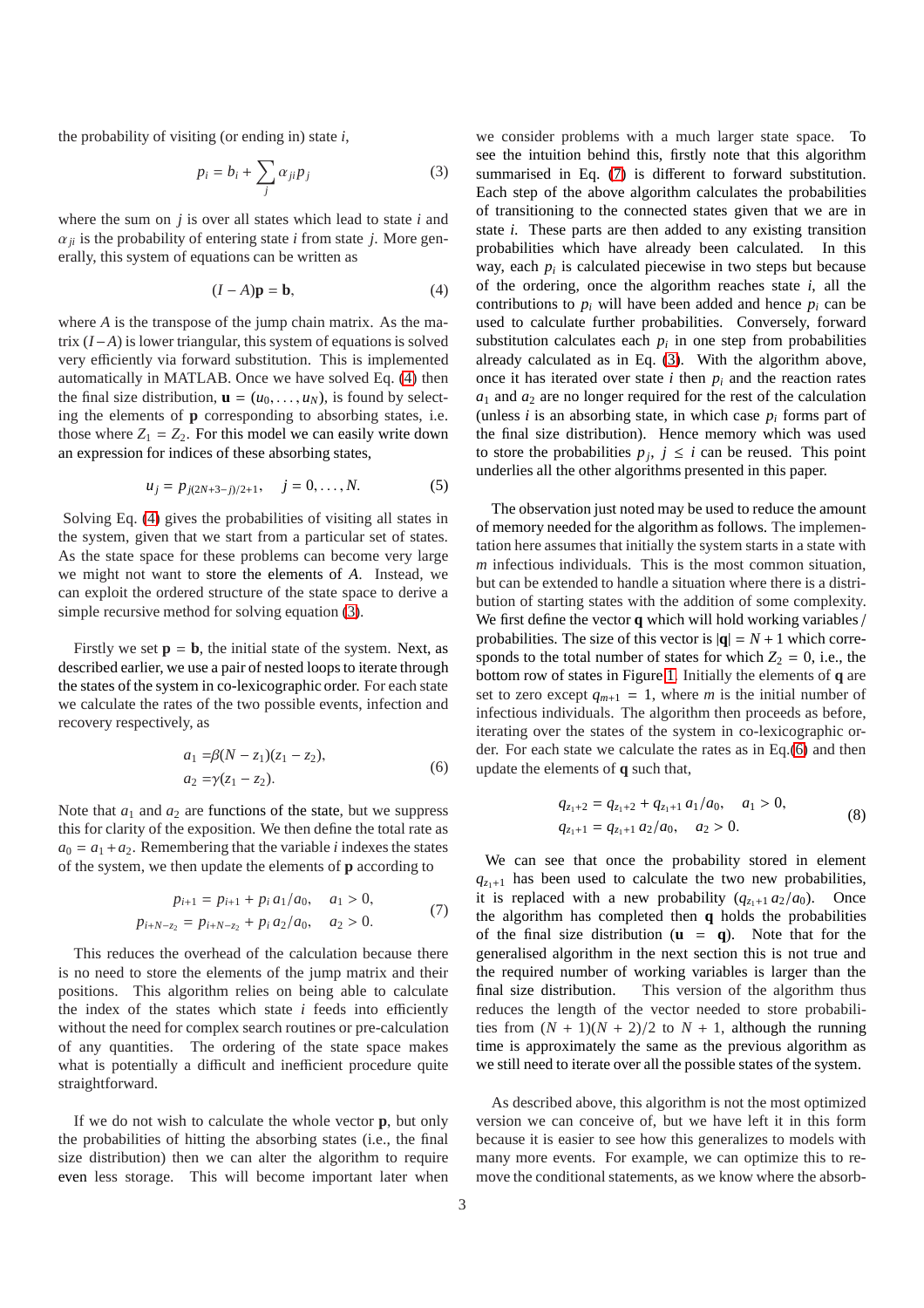the probability of visiting (or ending in) state $i$,

$$p_i = b_i + \sum_j \alpha_{ji} p_j \tag{3}$$

where the sum on $j$ is over all states which lead to state $i$ and $\alpha_{ji}$ is the probability of entering state $i$ from state $j$. More generally, this system of equations can be written as

$$(I - A)\mathbf{p} = \mathbf{b}, \tag{4}$$

where $A$ is the transpose of the jump chain matrix. As the matrix $(I - A)$ is lower triangular, this system of equations is solved very efficiently via forward substitution. This is implemented automatically in MATLAB. Once we have solved Eq. (4) then the final size distribution, $\mathbf{u} = (u_0, \ldots, u_N)$, is found by selecting the elements of $\mathbf{p}$ corresponding to absorbing states, i.e. those where $Z_1 = Z_2$. For this model we can easily write down an expression for indices of these absorbing states,

$$u_j = p_{j(2N+3-j)/2+1}, \quad j = 0, \ldots, N. \tag{5}$$

Solving Eq. (4) gives the probabilities of visiting all states in the system, given that we start from a particular set of states. As the state space for these problems can become very large we might not want to store the elements of $A$. Instead, we can exploit the ordered structure of the state space to derive a simple recursive method for solving equation (3).

Firstly we set $\mathbf{p} = \mathbf{b}$, the initial state of the system. Next, as described earlier, we use a pair of nested loops to iterate through the states of the system in co-lexicographic order. For each state we calculate the rates of the two possible events, infection and recovery respectively, as

$$\begin{aligned} a_1 &= \beta(N - z_1)(z_1 - z_2), \\ a_2 &= \gamma(z_1 - z_2). \end{aligned} \tag{6}$$

Note that $a_1$ and $a_2$ are functions of the state, but we suppress this for clarity of the exposition. We then define the total rate as $a_0 = a_1 + a_2$. Remembering that the variable $i$ indexes the states of the system, we then update the elements of $\mathbf{p}$ according to

$$\begin{aligned} p_{i+1} &= p_{i+1} + p_i\, a_1/a_0, \quad a_1 > 0, \\ p_{i+N-z_2} &= p_{i+N-z_2} + p_i\, a_2/a_0, \quad a_2 > 0. \end{aligned} \tag{7}$$

This reduces the overhead of the calculation because there is no need to store the elements of the jump matrix and their positions. This algorithm relies on being able to calculate the index of the states which state $i$ feeds into efficiently without the need for complex search routines or pre-calculation of any quantities. The ordering of the state space makes what is potentially a difficult and inefficient procedure quite straightforward.

If we do not wish to calculate the whole vector $\mathbf{p}$, but only the probabilities of hitting the absorbing states (i.e., the final size distribution) then we can alter the algorithm to require even less storage. This will become important later when we consider problems with a much larger state space. To see the intuition behind this, firstly note that this algorithm summarised in Eq. (7) is different to forward substitution. Each step of the above algorithm calculates the probabilities of transitioning to the connected states given that we are in state $i$. These parts are then added to any existing transition probabilities which have already been calculated. In this way, each $p_i$ is calculated piecewise in two steps but because of the ordering, once the algorithm reaches state $i$, all the contributions to $p_i$ will have been added and hence $p_i$ can be used to calculate further probabilities. Conversely, forward substitution calculates each $p_i$ in one step from probabilities already calculated as in Eq. (3). With the algorithm above, once it has iterated over state $i$ then $p_i$ and the reaction rates $a_1$ and $a_2$ are no longer required for the rest of the calculation (unless $i$ is an absorbing state, in which case $p_i$ forms part of the final size distribution). Hence memory which was used to store the probabilities $p_j$, $j \leq i$ can be reused. This point underlies all the other algorithms presented in this paper.

The observation just noted may be used to reduce the amount of memory needed for the algorithm as follows. The implementation here assumes that initially the system starts in a state with $m$ infectious individuals. This is the most common situation, but can be extended to handle a situation where there is a distribution of starting states with the addition of some complexity. We first define the vector $\mathbf{q}$ which will hold working variables / probabilities. The size of this vector is $|\mathbf{q}| = N + 1$ which corresponds to the total number of states for which $Z_2 = 0$, i.e., the bottom row of states in Figure 1. Initially the elements of $\mathbf{q}$ are set to zero except $q_{m+1} = 1$, where $m$ is the initial number of infectious individuals. The algorithm then proceeds as before, iterating over the states of the system in co-lexicographic order. For each state we calculate the rates as in Eq.(6) and then update the elements of $\mathbf{q}$ such that,

$$\begin{aligned} q_{z_1+2} &= q_{z_1+2} + q_{z_1+1}\, a_1/a_0, \quad a_1 > 0, \\ q_{z_1+1} &= q_{z_1+1}\, a_2/a_0, \quad a_2 > 0. \end{aligned} \tag{8}$$

We can see that once the probability stored in element $q_{z_1+1}$ has been used to calculate the two new probabilities, it is replaced with a new probability $(q_{z_1+1}\, a_2/a_0)$. Once the algorithm has completed then $\mathbf{q}$ holds the probabilities of the final size distribution ($\mathbf{u} = \mathbf{q}$). Note that for the generalised algorithm in the next section this is not true and the required number of working variables is larger than the final size distribution. This version of the algorithm thus reduces the length of the vector needed to store probabilities from $(N + 1)(N + 2)/2$ to $N + 1$, although the running time is approximately the same as the previous algorithm as we still need to iterate over all the possible states of the system.

As described above, this algorithm is not the most optimized version we can conceive of, but we have left it in this form because it is easier to see how this generalizes to models with many more events. For example, we can optimize this to remove the conditional statements, as we know where the absorb-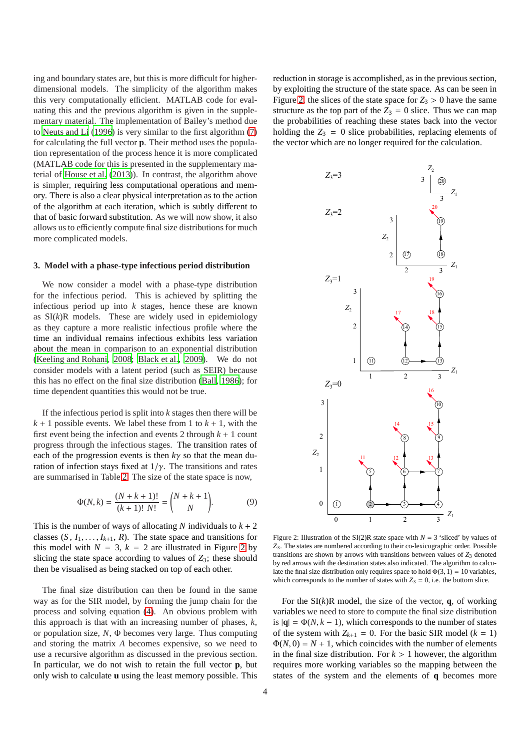ing and boundary states are, but this is more difficult for higher-dimensional models. The simplicity of the algorithm makes this very computationally efficient. MATLAB code for evaluating this and the previous algorithm is given in the supplementary material. The implementation of Bailey's method due to Neuts and Li (1996) is very similar to the first algorithm (7) for calculating the full vector **p**. Their method uses the population representation of the process hence it is more complicated (MATLAB code for this is presented in the supplementary material of House et al. (2013)). In contrast, the algorithm above is simpler, requiring less computational operations and memory. There is also a clear physical interpretation as to the action of the algorithm at each iteration, which is subtly different to that of basic forward substitution. As we will now show, it also allows us to efficiently compute final size distributions for much more complicated models.

## 3. Model with a phase-type infectious period distribution

We now consider a model with a phase-type distribution for the infectious period. This is achieved by splitting the infectious period up into $k$ stages, hence these are known as SI($k$)R models. These are widely used in epidemiology as they capture a more realistic infectious profile where the time an individual remains infectious exhibits less variation about the mean in comparison to an exponential distribution (Keeling and Rohani, 2008; Black et al., 2009). We do not consider models with a latent period (such as SEIR) because this has no effect on the final size distribution (Ball, 1986); for time dependent quantities this would not be true.

If the infectious period is split into $k$ stages then there will be $k+1$ possible events. We label these from 1 to $k+1$, with the first event being the infection and events 2 through $k+1$ count progress through the infectious stages. The transition rates of each of the progression events is then $k\gamma$ so that the mean duration of infection stays fixed at $1/\gamma$. The transitions and rates are summarised in Table 2. The size of the state space is now,

$$\Phi(N,k) = \frac{(N+k+1)!}{(k+1)!\,N!} = \binom{N+k+1}{N}. \tag{9}$$

This is the number of ways of allocating $N$ individuals to $k+2$ classes $(S, I_1, \ldots, I_{k+1}, R)$. The state space and transitions for this model with $N=3$, $k=2$ are illustrated in Figure 2 by slicing the state space according to values of $Z_3$; these should then be visualised as being stacked on top of each other.

The final size distribution can then be found in the same way as for the SIR model, by forming the jump chain for the process and solving equation (4). An obvious problem with this approach is that with an increasing number of phases, $k$, or population size, $N$, $\Phi$ becomes very large. Thus computing and storing the matrix $A$ becomes expensive, so we need to use a recursive algorithm as discussed in the previous section. In particular, we do not wish to retain the full vector **p**, but only wish to calculate **u** using the least memory possible. This reduction in storage is accomplished, as in the previous section, by exploiting the structure of the state space. As can be seen in Figure 2, the slices of the state space for $Z_3 > 0$ have the same structure as the top part of the $Z_3 = 0$ slice. Thus we can map the probabilities of reaching these states back into the vector holding the $Z_3 = 0$ slice probabilities, replacing elements of the vector which are no longer required for the calculation.

Figure 2: Illustration of the SI(2)R state space with $N=3$ 'sliced' by values of $Z_3$. The states are numbered according to their co-lexicographic order. Possible transitions are shown by arrows with transitions between values of $Z_3$ denoted by red arrows with the destination states also indicated. The algorithm to calculate the final size distribution only requires space to hold $\Phi(3,1) = 10$ variables, which corresponds to the number of states with $Z_3 = 0$, i.e. the bottom slice.

For the SI($k$)R model, the size of the vector, **q**, of working variables we need to store to compute the final size distribution is $|\mathbf{q}| = \Phi(N, k-1)$, which corresponds to the number of states of the system with $Z_{k+1} = 0$. For the basic SIR model ($k=1$) $\Phi(N,0) = N+1$, which coincides with the number of elements in the final size distribution. For $k>1$ however, the algorithm requires more working variables so the mapping between the states of the system and the elements of **q** becomes more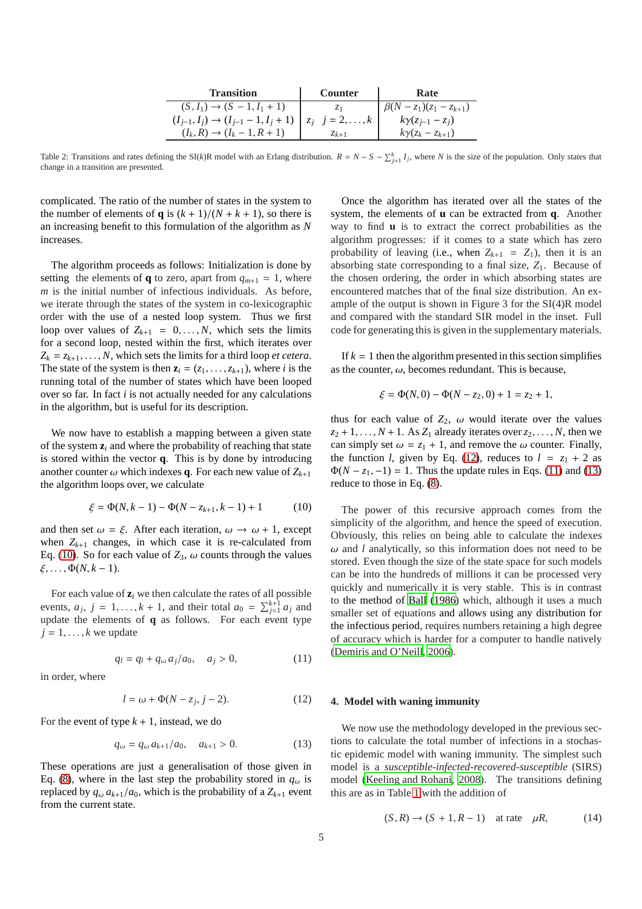| Transition | Counter | Rate |
|---|---|---|
| $(S, I_1) \to (S-1, I_1+1)$ | $z_1$ | $\beta(N - z_1)(z_1 - z_{k+1})$ |
| $(I_{j-1}, I_j) \to (I_{j-1}-1, I_j+1)$ | $z_j \quad j = 2, \ldots, k$ | $k\gamma(z_{j-1} - z_j)$ |
| $(I_k, R) \to (I_k - 1, R+1)$ | $z_{k+1}$ | $k\gamma(z_k - z_{k+1})$ |

Table 2: Transitions and rates defining the SI($k$)R model with an Erlang distribution. $R = N - S - \sum_{j=1}^{k} I_j$, where $N$ is the size of the population. Only states that change in a transition are presented.

complicated. The ratio of the number of states in the system to the number of elements of $\mathbf{q}$ is $(k+1)/(N+k+1)$, so there is an increasing benefit to this formulation of the algorithm as $N$ increases.

The algorithm proceeds as follows: Initialization is done by setting the elements of $\mathbf{q}$ to zero, apart from $q_{m+1} = 1$, where $m$ is the initial number of infectious individuals. As before, we iterate through the states of the system in co-lexicographic order with the use of a nested loop system. Thus we first loop over values of $Z_{k+1} = 0, \ldots, N$, which sets the limits for a second loop, nested within the first, which iterates over $Z_k = z_{k+1}, \ldots, N$, which sets the limits for a third loop *et cetera*. The state of the system is then $\mathbf{z}_i = (z_1, \ldots, z_{k+1})$, where $i$ is the running total of the number of states which have been looped over so far. In fact $i$ is not actually needed for any calculations in the algorithm, but is useful for its description.

We now have to establish a mapping between a given state of the system $\mathbf{z}_i$ and where the probability of reaching that state is stored within the vector $\mathbf{q}$. This is by done by introducing another counter $\omega$ which indexes $\mathbf{q}$. For each new value of $Z_{k+1}$ the algorithm loops over, we calculate

$$\xi = \Phi(N, k-1) - \Phi(N - z_{k+1}, k-1) + 1 \tag{10}$$

and then set $\omega = \xi$. After each iteration, $\omega \to \omega + 1$, except when $Z_{k+1}$ changes, in which case it is re-calculated from Eq. (10). So for each value of $Z_3$, $\omega$ counts through the values $\xi, \ldots, \Phi(N, k-1)$.

For each value of $\mathbf{z}_i$ we then calculate the rates of all possible events, $a_j$, $j = 1, \ldots, k+1$, and their total $a_0 = \sum_{j=1}^{k+1} a_j$ and update the elements of $\mathbf{q}$ as follows. For each event type $j = 1, \ldots, k$ we update

$$q_l = q_l + q_\omega \, a_j / a_0, \quad a_j > 0, \tag{11}$$

in order, where

$$l = \omega + \Phi(N - z_j, j-2). \tag{12}$$

For the event of type $k+1$, instead, we do

$$q_\omega = q_\omega \, a_{k+1} / a_0, \quad a_{k+1} > 0. \tag{13}$$

These operations are just a generalisation of those given in Eq. (8), where in the last step the probability stored in $q_\omega$ is replaced by $q_\omega \, a_{k+1}/a_0$, which is the probability of a $Z_{k+1}$ event from the current state.

Once the algorithm has iterated over all the states of the system, the elements of $\mathbf{u}$ can be extracted from $\mathbf{q}$. Another way to find $\mathbf{u}$ is to extract the correct probabilities as the algorithm progresses: if it comes to a state which has zero probability of leaving (i.e., when $Z_{k+1} = Z_1$), then it is an absorbing state corresponding to a final size, $Z_1$. Because of the chosen ordering, the order in which absorbing states are encountered matches that of the final size distribution. An example of the output is shown in Figure 3 for the SI(4)R model and compared with the standard SIR model in the inset. Full code for generating this is given in the supplementary materials.

If $k = 1$ then the algorithm presented in this section simplifies as the counter, $\omega$, becomes redundant. This is because,

$$\xi = \Phi(N, 0) - \Phi(N - z_2, 0) + 1 = z_2 + 1,$$

thus for each value of $Z_2$, $\omega$ would iterate over the values $z_2 + 1, \ldots, N+1$. As $Z_1$ already iterates over $z_2, \ldots, N$, then we can simply set $\omega = z_1 + 1$, and remove the $\omega$ counter. Finally, the function $l$, given by Eq. (12), reduces to $l = z_1 + 2$ as $\Phi(N - z_1, -1) = 1$. Thus the update rules in Eqs. (11) and (13) reduce to those in Eq. (8).

The power of this recursive approach comes from the simplicity of the algorithm, and hence the speed of execution. Obviously, this relies on being able to calculate the indexes $\omega$ and $l$ analytically, so this information does not need to be stored. Even though the size of the state space for such models can be into the hundreds of millions it can be processed very quickly and numerically it is very stable. This is in contrast to the method of Ball (1986) which, although it uses a much smaller set of equations and allows using any distribution for the infectious period, requires numbers retaining a high degree of accuracy which is harder for a computer to handle natively (Demiris and O'Neill, 2006).

## 4. Model with waning immunity

We now use the methodology developed in the previous sections to calculate the total number of infections in a stochastic epidemic model with waning immunity. The simplest such model is a *susceptible-infected-recovered-susceptible* (SIRS) model (Keeling and Rohani, 2008). The transitions defining this are as in Table 1 with the addition of

$$(S, R) \to (S+1, R-1) \quad \text{at rate} \quad \mu R, \tag{14}$$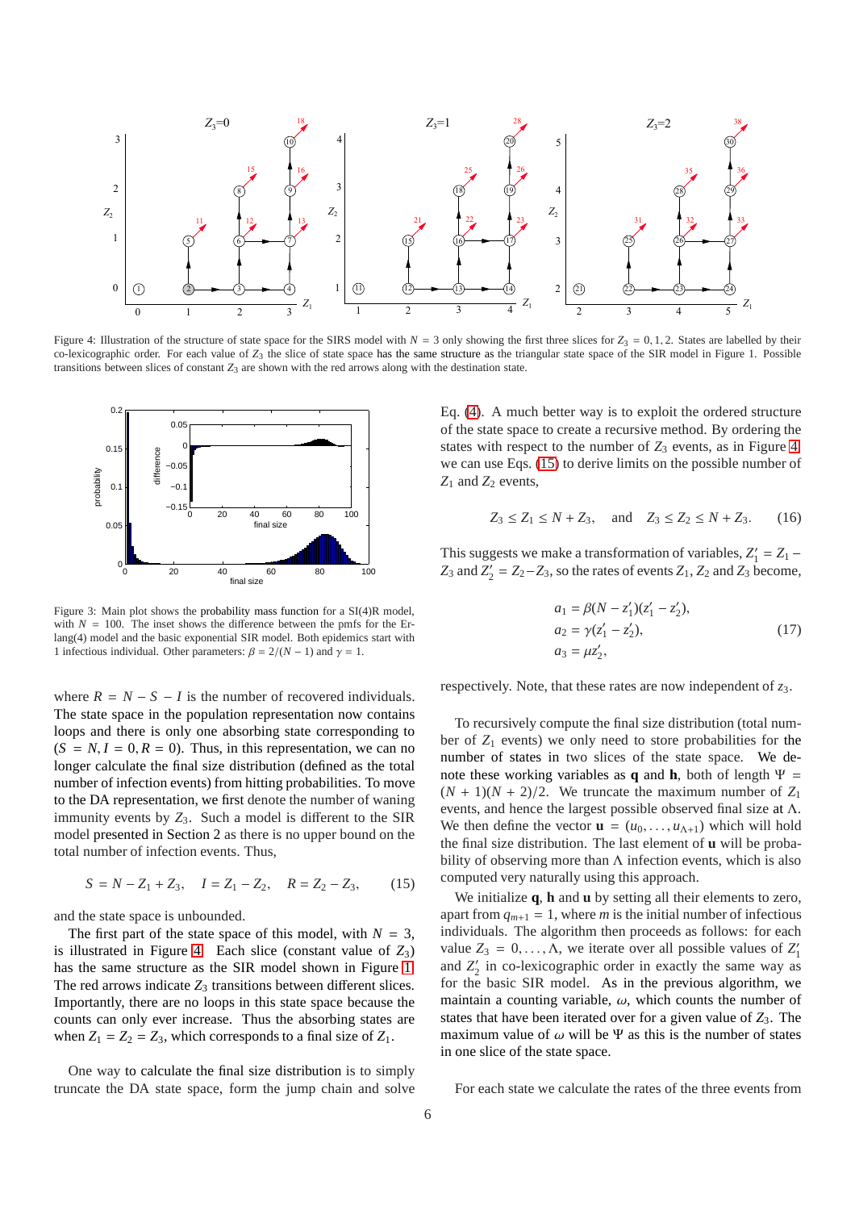Figure 4: Illustration of the structure of state space for the SIRS model with $N = 3$ only showing the first three slices for $Z_3 = 0, 1, 2$. States are labelled by their co-lexicographic order. For each value of $Z_3$ the slice of state space has the same structure as the triangular state space of the SIR model in Figure 1. Possible transitions between slices of constant $Z_3$ are shown with the red arrows along with the destination state.

Figure 3: Main plot shows the probability mass function for a SI(4)R model, with $N = 100$. The inset shows the difference between the pmfs for the Erlang(4) model and the basic exponential SIR model. Both epidemics start with 1 infectious individual. Other parameters: $\beta = 2/(N-1)$ and $\gamma = 1$.

where $R = N - S - I$ is the number of recovered individuals. The state space in the population representation now contains loops and there is only one absorbing state corresponding to $(S = N, I = 0, R = 0)$. Thus, in this representation, we can no longer calculate the final size distribution (defined as the total number of infection events) from hitting probabilities. To move to the DA representation, we first denote the number of waning immunity events by $Z_3$. Such a model is different to the SIR model presented in Section 2 as there is no upper bound on the total number of infection events. Thus,

$$S = N - Z_1 + Z_3, \quad I = Z_1 - Z_2, \quad R = Z_2 - Z_3, \tag{15}$$

and the state space is unbounded.

The first part of the state space of this model, with $N = 3$, is illustrated in Figure 4. Each slice (constant value of $Z_3$) has the same structure as the SIR model shown in Figure 1. The red arrows indicate $Z_3$ transitions between different slices. Importantly, there are no loops in this state space because the counts can only ever increase. Thus the absorbing states are when $Z_1 = Z_2 = Z_3$, which corresponds to a final size of $Z_1$.

One way to calculate the final size distribution is to simply truncate the DA state space, form the jump chain and solve Eq. (4). A much better way is to exploit the ordered structure of the state space to create a recursive method. By ordering the states with respect to the number of $Z_3$ events, as in Figure 4, we can use Eqs. (15) to derive limits on the possible number of $Z_1$ and $Z_2$ events,

$$Z_3 \leq Z_1 \leq N + Z_3, \quad \text{and} \quad Z_3 \leq Z_2 \leq N + Z_3. \tag{16}$$

This suggests we make a transformation of variables, $Z_1' = Z_1 - Z_3$ and $Z_2' = Z_2 - Z_3$, so the rates of events $Z_1$, $Z_2$ and $Z_3$ become,

$$\begin{aligned} a_1 &= \beta(N - z_1')(z_1' - z_2'), \\ a_2 &= \gamma(z_1' - z_2'), \\ a_3 &= \mu z_2', \end{aligned} \tag{17}$$

respectively. Note, that these rates are now independent of $z_3$.

To recursively compute the final size distribution (total number of $Z_1$ events) we only need to store probabilities for the number of states in two slices of the state space. We denote these working variables as $\mathbf{q}$ and $\mathbf{h}$, both of length $\Psi = (N+1)(N+2)/2$. We truncate the maximum number of $Z_1$ events, and hence the largest possible observed final size at $\Lambda$. We then define the vector $\mathbf{u} = (u_0, \ldots, u_{\Lambda+1})$ which will hold the final size distribution. The last element of $\mathbf{u}$ will be probability of observing more than $\Lambda$ infection events, which is also computed very naturally using this approach.

We initialize $\mathbf{q}$, $\mathbf{h}$ and $\mathbf{u}$ by setting all their elements to zero, apart from $q_{m+1} = 1$, where $m$ is the initial number of infectious individuals. The algorithm then proceeds as follows: for each value $Z_3 = 0, \ldots, \Lambda$, we iterate over all possible values of $Z_1'$ and $Z_2'$ in co-lexicographic order in exactly the same way as for the basic SIR model. As in the previous algorithm, we maintain a counting variable, $\omega$, which counts the number of states that have been iterated over for a given value of $Z_3$. The maximum value of $\omega$ will be $\Psi$ as this is the number of states in one slice of the state space.

For each state we calculate the rates of the three events from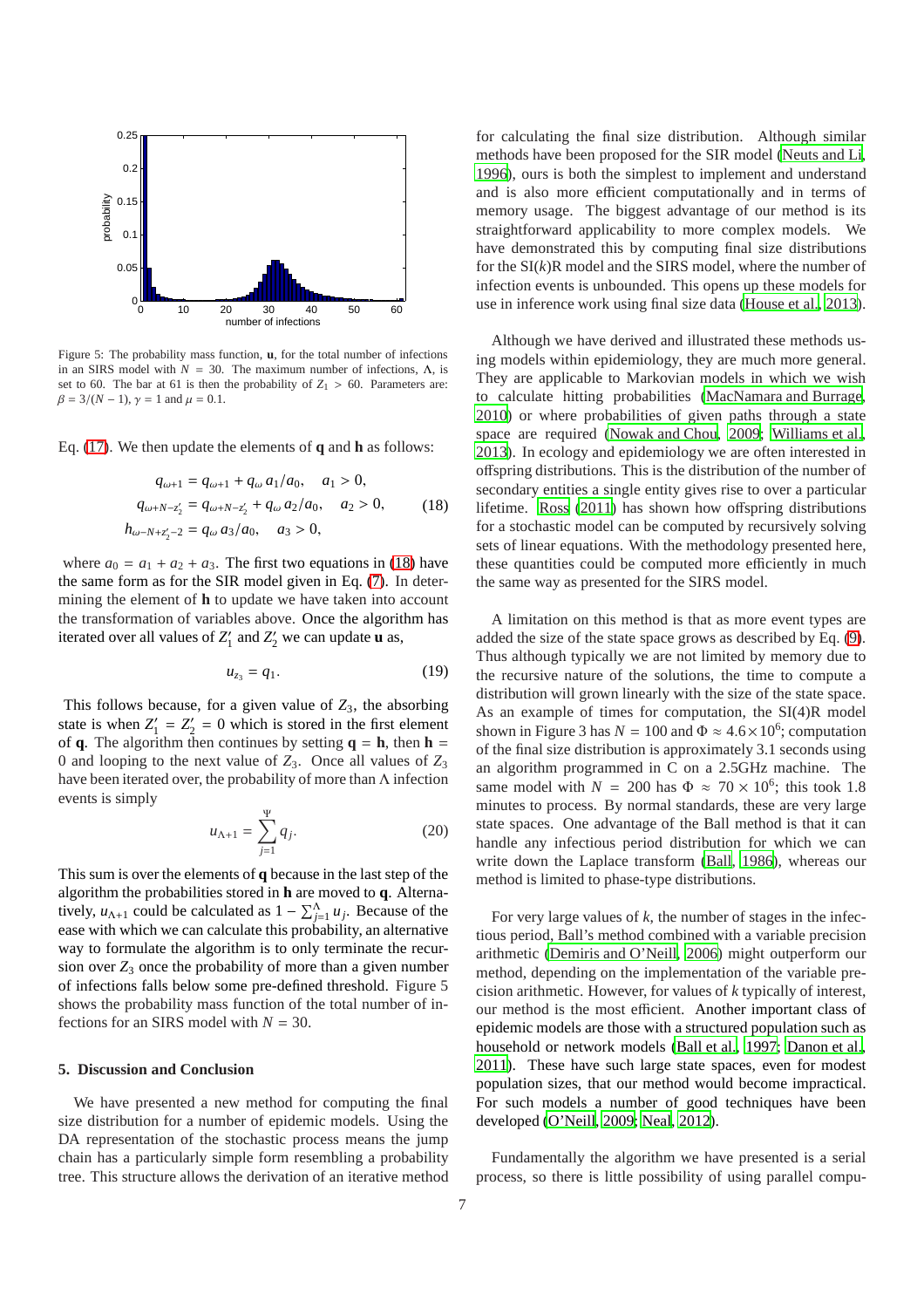Figure 5: The probability mass function, $\mathbf{u}$, for the total number of infections in an SIRS model with $N = 30$. The maximum number of infections, $\Lambda$, is set to 60. The bar at 61 is then the probability of $Z_1 > 60$. Parameters are: $\beta = 3/(N-1)$, $\gamma = 1$ and $\mu = 0.1$.

Eq. (17). We then update the elements of $\mathbf{q}$ and $\mathbf{h}$ as follows:

$$
\begin{aligned}
q_{\omega+1} &= q_{\omega+1} + q_\omega\, a_1/a_0, \quad a_1 > 0, \\
q_{\omega+N-z_2'} &= q_{\omega+N-z_2'} + q_\omega\, a_2/a_0, \quad a_2 > 0, \\
h_{\omega-N+z_2'-2} &= q_\omega\, a_3/a_0, \quad a_3 > 0,
\end{aligned} \tag{18}
$$

where $a_0 = a_1 + a_2 + a_3$. The first two equations in (18) have the same form as for the SIR model given in Eq. (7). In determining the element of $\mathbf{h}$ to update we have taken into account the transformation of variables above. Once the algorithm has iterated over all values of $Z_1'$ and $Z_2'$ we can update $\mathbf{u}$ as,

$$
u_{z_3} = q_1. \tag{19}
$$

This follows because, for a given value of $Z_3$, the absorbing state is when $Z_1' = Z_2' = 0$ which is stored in the first element of $\mathbf{q}$. The algorithm then continues by setting $\mathbf{q} = \mathbf{h}$, then $\mathbf{h} = 0$ and looping to the next value of $Z_3$. Once all values of $Z_3$ have been iterated over, the probability of more than $\Lambda$ infection events is simply

$$
u_{\Lambda+1} = \sum_{j=1}^{\Psi} q_j. \tag{20}
$$

This sum is over the elements of $\mathbf{q}$ because in the last step of the algorithm the probabilities stored in $\mathbf{h}$ are moved to $\mathbf{q}$. Alternatively, $u_{\Lambda+1}$ could be calculated as $1 - \sum_{j=1}^{\Lambda} u_j$. Because of the ease with which we can calculate this probability, an alternative way to formulate the algorithm is to only terminate the recursion over $Z_3$ once the probability of more than a given number of infections falls below some pre-defined threshold. Figure 5 shows the probability mass function of the total number of infections for an SIRS model with $N = 30$.

## 5. Discussion and Conclusion

We have presented a new method for computing the final size distribution for a number of epidemic models. Using the DA representation of the stochastic process means the jump chain has a particularly simple form resembling a probability tree. This structure allows the derivation of an iterative method for calculating the final size distribution. Although similar methods have been proposed for the SIR model (Neuts and Li, 1996), ours is both the simplest to implement and understand and is also more efficient computationally and in terms of memory usage. The biggest advantage of our method is its straightforward applicability to more complex models. We have demonstrated this by computing final size distributions for the SI($k$)R model and the SIRS model, where the number of infection events is unbounded. This opens up these models for use in inference work using final size data (House et al., 2013).

Although we have derived and illustrated these methods using models within epidemiology, they are much more general. They are applicable to Markovian models in which we wish to calculate hitting probabilities (MacNamara and Burrage, 2010) or where probabilities of given paths through a state space are required (Nowak and Chou, 2009; Williams et al., 2013). In ecology and epidemiology we are often interested in offspring distributions. This is the distribution of the number of secondary entities a single entity gives rise to over a particular lifetime. Ross (2011) has shown how offspring distributions for a stochastic model can be computed by recursively solving sets of linear equations. With the methodology presented here, these quantities could be computed more efficiently in much the same way as presented for the SIRS model.

A limitation on this method is that as more event types are added the size of the state space grows as described by Eq. (9). Thus although typically we are not limited by memory due to the recursive nature of the solutions, the time to compute a distribution will grown linearly with the size of the state space. As an example of times for computation, the SI(4)R model shown in Figure 3 has $N = 100$ and $\Phi \approx 4.6 \times 10^6$; computation of the final size distribution is approximately 3.1 seconds using an algorithm programmed in C on a 2.5GHz machine. The same model with $N = 200$ has $\Phi \approx 70 \times 10^6$; this took 1.8 minutes to process. By normal standards, these are very large state spaces. One advantage of the Ball method is that it can handle any infectious period distribution for which we can write down the Laplace transform (Ball, 1986), whereas our method is limited to phase-type distributions.

For very large values of $k$, the number of stages in the infectious period, Ball's method combined with a variable precision arithmetic (Demiris and O'Neill, 2006) might outperform our method, depending on the implementation of the variable precision arithmetic. However, for values of $k$ typically of interest, our method is the most efficient. Another important class of epidemic models are those with a structured population such as household or network models (Ball et al., 1997; Danon et al., 2011). These have such large state spaces, even for modest population sizes, that our method would become impractical. For such models a number of good techniques have been developed (O'Neill, 2009; Neal, 2012).

Fundamentally the algorithm we have presented is a serial process, so there is little possibility of using parallel compu-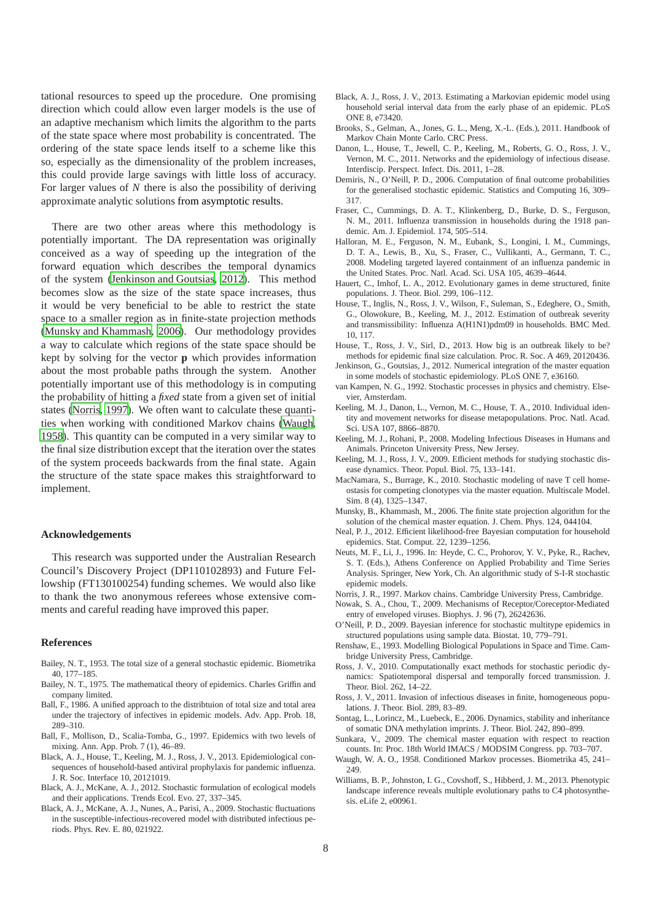tational resources to speed up the procedure. One promising direction which could allow even larger models is the use of an adaptive mechanism which limits the algorithm to the parts of the state space where most probability is concentrated. The ordering of the state space lends itself to a scheme like this so, especially as the dimensionality of the problem increases, this could provide large savings with little loss of accuracy. For larger values of $N$ there is also the possibility of deriving approximate analytic solutions from asymptotic results.

There are two other areas where this methodology is potentially important. The DA representation was originally conceived as a way of speeding up the integration of the forward equation which describes the temporal dynamics of the system (Jenkinson and Goutsias, 2012). This method becomes slow as the size of the state space increases, thus it would be very beneficial to be able to restrict the state space to a smaller region as in finite-state projection methods (Munsky and Khammash, 2006). Our methodology provides a way to calculate which regions of the state space should be kept by solving for the vector $\mathbf{p}$ which provides information about the most probable paths through the system. Another potentially important use of this methodology is in computing the probability of hitting a *fixed* state from a given set of initial states (Norris, 1997). We often want to calculate these quantities when working with conditioned Markov chains (Waugh, 1958). This quantity can be computed in a very similar way to the final size distribution except that the iteration over the states of the system proceeds backwards from the final state. Again the structure of the state space makes this straightforward to implement.

### Acknowledgements

This research was supported under the Australian Research Council's Discovery Project (DP110102893) and Future Fellowship (FT130100254) funding schemes. We would also like to thank the two anonymous referees whose extensive comments and careful reading have improved this paper.

### References

Bailey, N. T., 1953. The total size of a general stochastic epidemic. Biometrika 40, 177–185.

Bailey, N. T., 1975. The mathematical theory of epidemics. Charles Griffin and company limited.

Ball, F., 1986. A unified approach to the distribtuion of total size and total area under the trajectory of infectives in epidemic models. Adv. App. Prob. 18, 289–310.

Ball, F., Mollison, D., Scalia-Tomba, G., 1997. Epidemics with two levels of mixing. Ann. App. Prob. 7 (1), 46–89.

Black, A. J., House, T., Keeling, M. J., Ross, J. V., 2013. Epidemiological consequences of household-based antiviral prophylaxis for pandemic influenza. J. R. Soc. Interface 10, 20121019.

Black, A. J., McKane, A. J., 2012. Stochastic formulation of ecological models and their applications. Trends Ecol. Evo. 27, 337–345.

Black, A. J., McKane, A. J., Nunes, A., Parisi, A., 2009. Stochastic fluctuations in the susceptible-infectious-recovered model with distributed infectious periods. Phys. Rev. E. 80, 021922.

Black, A. J., Ross, J. V., 2013. Estimating a Markovian epidemic model using household serial interval data from the early phase of an epidemic. PLoS ONE 8, e73420.

Brooks, S., Gelman, A., Jones, G. L., Meng, X.-L. (Eds.), 2011. Handbook of Markov Chain Monte Carlo. CRC Press.

Danon, L., House, T., Jewell, C. P., Keeling, M., Roberts, G. O., Ross, J. V., Vernon, M. C., 2011. Networks and the epidemiology of infectious disease. Interdiscip. Perspect. Infect. Dis. 2011, 1–28.

Demiris, N., O'Neill, P. D., 2006. Computation of final outcome probabilities for the generalised stochastic epidemic. Statistics and Computing 16, 309–317.

Fraser, C., Cummings, D. A. T., Klinkenberg, D., Burke, D. S., Ferguson, N. M., 2011. Influenza transmission in households during the 1918 pandemic. Am. J. Epidemiol. 174, 505–514.

Halloran, M. E., Ferguson, N. M., Eubank, S., Longini, I. M., Cummings, D. T. A., Lewis, B., Xu, S., Fraser, C., Vullikanti, A., Germann, T. C., 2008. Modeling targeted layered containment of an influenza pandemic in the United States. Proc. Natl. Acad. Sci. USA 105, 4639–4644.

Hauert, C., Imhof, L. A., 2012. Evolutionary games in deme structured, finite populations. J. Theor. Biol. 299, 106–112.

House, T., Inglis, N., Ross, J. V., Wilson, F., Suleman, S., Edeghere, O., Smith, G., Olowokure, B., Keeling, M. J., 2012. Estimation of outbreak severity and transmissibility: Influenza A(H1N1)pdm09 in households. BMC Med. 10, 117.

House, T., Ross, J. V., Sirl, D., 2013. How big is an outbreak likely to be? methods for epidemic final size calculation. Proc. R. Soc. A 469, 20120436.

Jenkinson, G., Goutsias, J., 2012. Numerical integration of the master equation in some models of stochastic epidemiology. PLoS ONE 7, e36160.

van Kampen, N. G., 1992. Stochastic processes in physics and chemistry. Elsevier, Amsterdam.

Keeling, M. J., Danon, L., Vernon, M. C., House, T. A., 2010. Individual identity and movement networks for disease metapopulations. Proc. Natl. Acad. Sci. USA 107, 8866–8870.

Keeling, M. J., Rohani, P., 2008. Modeling Infectious Diseases in Humans and Animals. Princeton University Press, New Jersey.

Keeling, M. J., Ross, J. V., 2009. Efficient methods for studying stochastic disease dynamics. Theor. Popul. Biol. 75, 133–141.

MacNamara, S., Burrage, K., 2010. Stochastic modeling of nave T cell homeostasis for competing clonotypes via the master equation. Multiscale Model. Sim. 8 (4), 1325–1347.

Munsky, B., Khammash, M., 2006. The finite state projection algorithm for the solution of the chemical master equation. J. Chem. Phys. 124, 044104.

Neal, P. J., 2012. Efficient likelihood-free Bayesian computation for household epidemics. Stat. Comput. 22, 1239–1256.

Neuts, M. F., Li, J., 1996. In: Heyde, C. C., Prohorov, Y. V., Pyke, R., Rachev, S. T. (Eds.), Athens Conference on Applied Probability and Time Series Analysis. Springer, New York, Ch. An algorithmic study of S-I-R stochastic epidemic models.

Norris, J. R., 1997. Markov chains. Cambridge University Press, Cambridge.

Nowak, S. A., Chou, T., 2009. Mechanisms of Receptor/Coreceptor-Mediated entry of enveloped viruses. Biophys. J. 96 (7), 26242636.

O'Neill, P. D., 2009. Bayesian inference for stochastic multitype epidemics in structured populations using sample data. Biostat. 10, 779–791.

Renshaw, E., 1993. Modelling Biological Populations in Space and Time. Cambridge University Press, Cambridge.

Ross, J. V., 2010. Computationally exact methods for stochastic periodic dynamics: Spatiotemporal dispersal and temporally forced transmission. J. Theor. Biol. 262, 14–22.

Ross, J. V., 2011. Invasion of infectious diseases in finite, homogeneous populations. J. Theor. Biol. 289, 83–89.

Sontag, L., Lorincz, M., Luebeck, E., 2006. Dynamics, stability and inheritance of somatic DNA methylation imprints. J. Theor. Biol. 242, 890–899.

Sunkara, V., 2009. The chemical master equation with respect to reaction counts. In: Proc. 18th World IMACS / MODSIM Congress. pp. 703–707.

Waugh, W. A. O., 1958. Conditioned Markov processes. Biometrika 45, 241–249.

Williams, B. P., Johnston, I. G., Covshoff, S., Hibberd, J. M., 2013. Phenotypic landscape inference reveals multiple evolutionary paths to C4 photosynthesis. eLife 2, e00961.